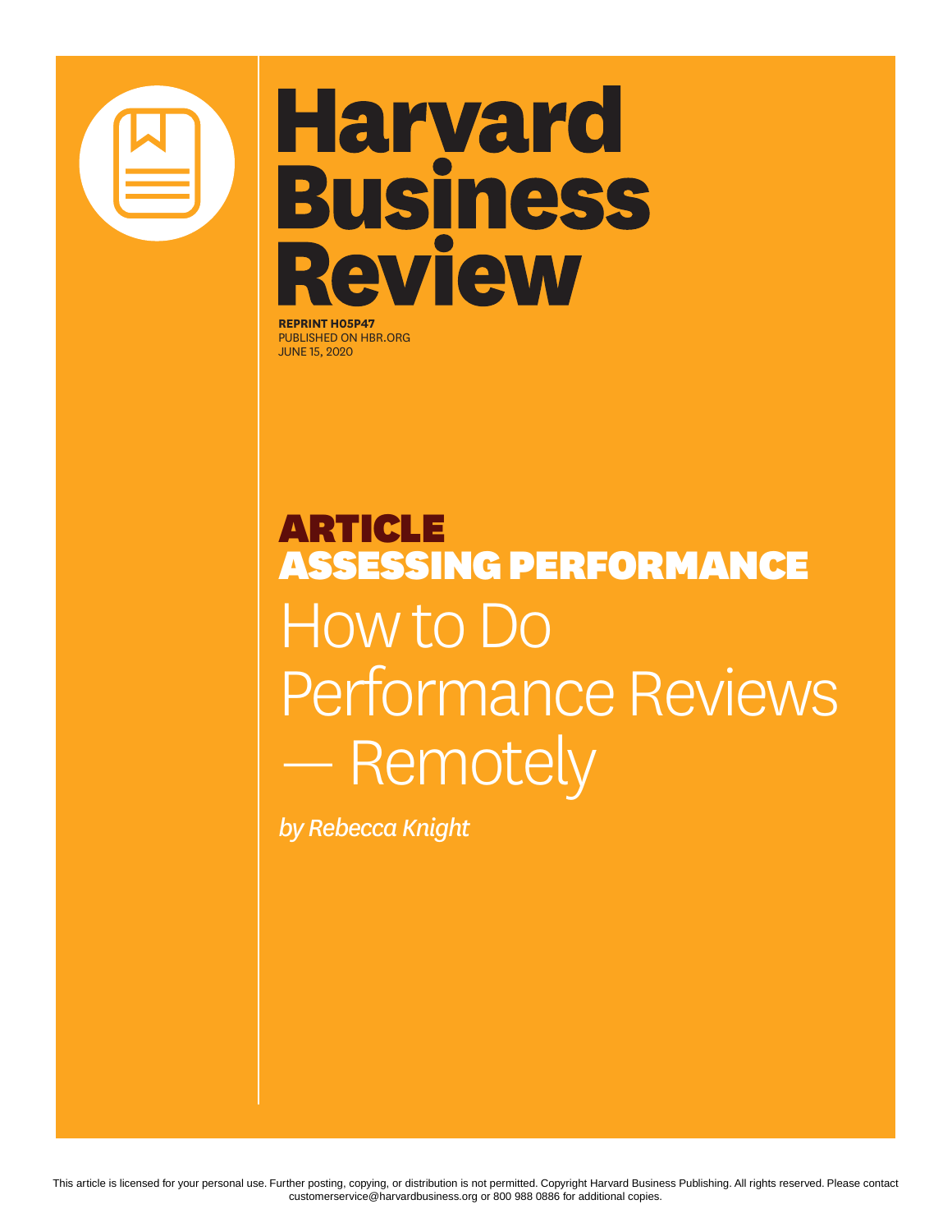# Harvard Business Review

**REPRINT H05P47**
PUBLISHED ON HBR.ORG
JUNE 15, 2020

**ARTICLE**
**ASSESSING PERFORMANCE**

# How to Do Performance Reviews — Remotely

*by Rebecca Knight*

This article is licensed for your personal use. Further posting, copying, or distribution is not permitted. Copyright Harvard Business Publishing. All rights reserved. Please contact customerservice@harvardbusiness.org or 800 988 0886 for additional copies.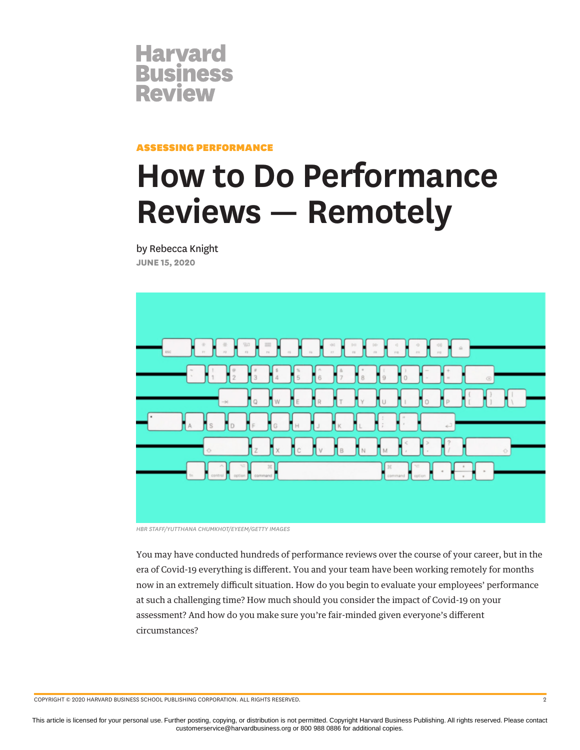Harvard Business Review

**ASSESSING PERFORMANCE**

# How to Do Performance Reviews — Remotely

by Rebecca Knight

**JUNE 15, 2020**

*HBR STAFF/YUTTHANA CHUMKHOT/EYEEM/GETTY IMAGES*

You may have conducted hundreds of performance reviews over the course of your career, but in the era of Covid-19 everything is different. You and your team have been working remotely for months now in an extremely difficult situation. How do you begin to evaluate your employees' performance at such a challenging time? How much should you consider the impact of Covid-19 on your assessment? And how do you make sure you're fair-minded given everyone's different circumstances?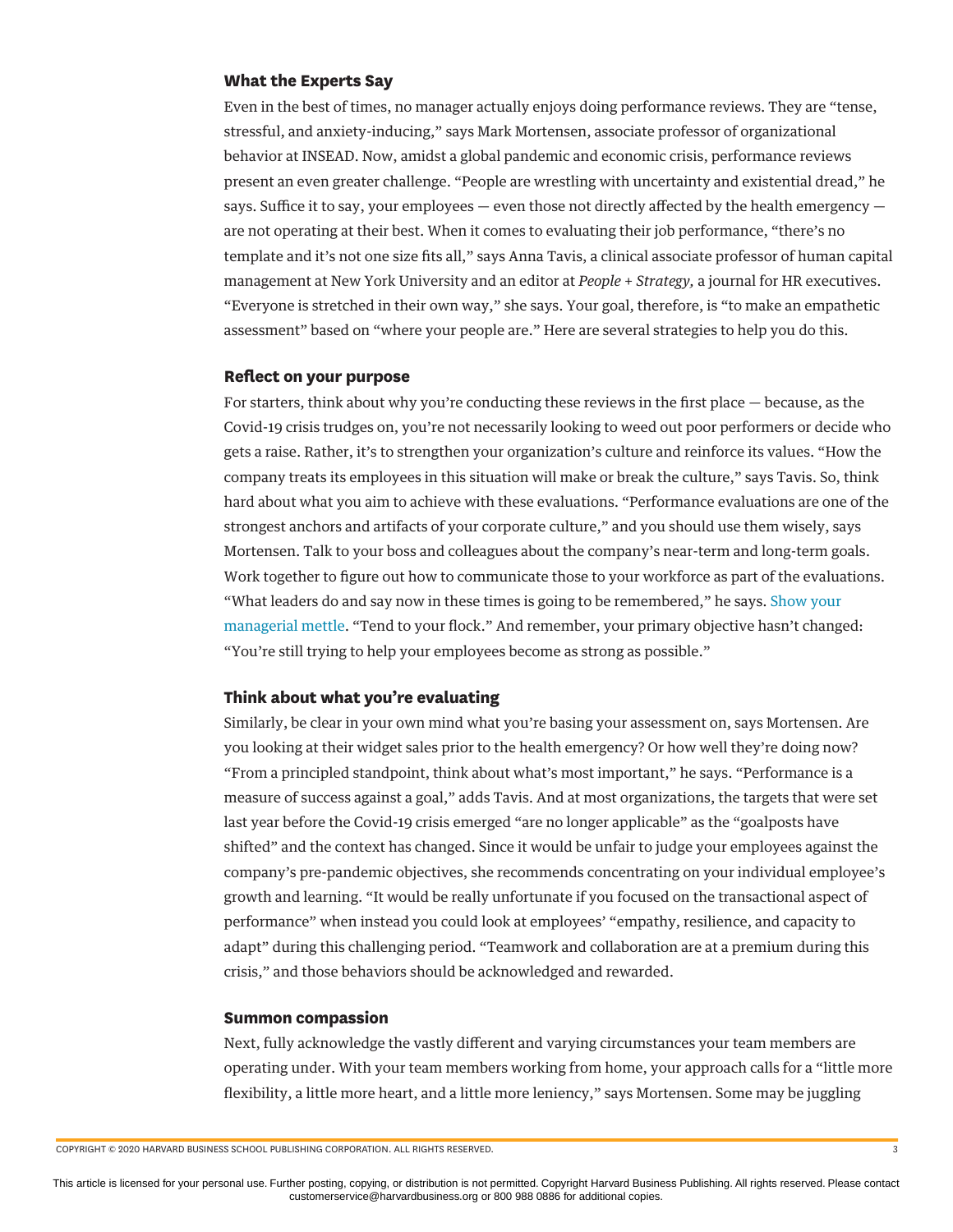### What the Experts Say

Even in the best of times, no manager actually enjoys doing performance reviews. They are "tense, stressful, and anxiety-inducing," says Mark Mortensen, associate professor of organizational behavior at INSEAD. Now, amidst a global pandemic and economic crisis, performance reviews present an even greater challenge. "People are wrestling with uncertainty and existential dread," he says. Suffice it to say, your employees — even those not directly affected by the health emergency — are not operating at their best. When it comes to evaluating their job performance, "there's no template and it's not one size fits all," says Anna Tavis, a clinical associate professor of human capital management at New York University and an editor at *People + Strategy,* a journal for HR executives. "Everyone is stretched in their own way," she says. Your goal, therefore, is "to make an empathetic assessment" based on "where your people are." Here are several strategies to help you do this.

### Reflect on your purpose

For starters, think about why you're conducting these reviews in the first place — because, as the Covid-19 crisis trudges on, you're not necessarily looking to weed out poor performers or decide who gets a raise. Rather, it's to strengthen your organization's culture and reinforce its values. "How the company treats its employees in this situation will make or break the culture," says Tavis. So, think hard about what you aim to achieve with these evaluations. "Performance evaluations are one of the strongest anchors and artifacts of your corporate culture," and you should use them wisely, says Mortensen. Talk to your boss and colleagues about the company's near-term and long-term goals. Work together to figure out how to communicate those to your workforce as part of the evaluations. "What leaders do and say now in these times is going to be remembered," he says. Show your managerial mettle. "Tend to your flock." And remember, your primary objective hasn't changed: "You're still trying to help your employees become as strong as possible."

### Think about what you're evaluating

Similarly, be clear in your own mind what you're basing your assessment on, says Mortensen. Are you looking at their widget sales prior to the health emergency? Or how well they're doing now? "From a principled standpoint, think about what's most important," he says. "Performance is a measure of success against a goal," adds Tavis. And at most organizations, the targets that were set last year before the Covid-19 crisis emerged "are no longer applicable" as the "goalposts have shifted" and the context has changed. Since it would be unfair to judge your employees against the company's pre-pandemic objectives, she recommends concentrating on your individual employee's growth and learning. "It would be really unfortunate if you focused on the transactional aspect of performance" when instead you could look at employees' "empathy, resilience, and capacity to adapt" during this challenging period. "Teamwork and collaboration are at a premium during this crisis," and those behaviors should be acknowledged and rewarded.

### Summon compassion

Next, fully acknowledge the vastly different and varying circumstances your team members are operating under. With your team members working from home, your approach calls for a "little more flexibility, a little more heart, and a little more leniency," says Mortensen. Some may be juggling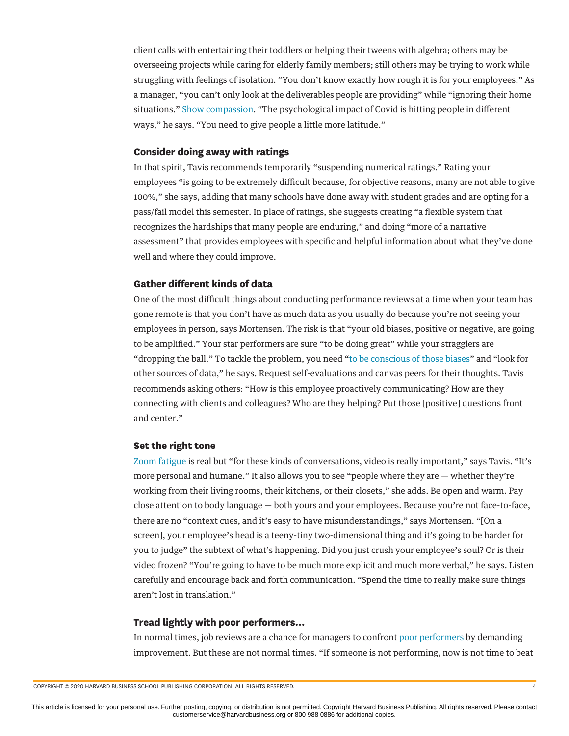client calls with entertaining their toddlers or helping their tweens with algebra; others may be overseeing projects while caring for elderly family members; still others may be trying to work while struggling with feelings of isolation. "You don't know exactly how rough it is for your employees." As a manager, "you can't only look at the deliverables people are providing" while "ignoring their home situations." Show compassion. "The psychological impact of Covid is hitting people in different ways," he says. "You need to give people a little more latitude."

### Consider doing away with ratings

In that spirit, Tavis recommends temporarily "suspending numerical ratings." Rating your employees "is going to be extremely difficult because, for objective reasons, many are not able to give 100%," she says, adding that many schools have done away with student grades and are opting for a pass/fail model this semester. In place of ratings, she suggests creating "a flexible system that recognizes the hardships that many people are enduring," and doing "more of a narrative assessment" that provides employees with specific and helpful information about what they've done well and where they could improve.

### Gather different kinds of data

One of the most difficult things about conducting performance reviews at a time when your team has gone remote is that you don't have as much data as you usually do because you're not seeing your employees in person, says Mortensen. The risk is that "your old biases, positive or negative, are going to be amplified." Your star performers are sure "to be doing great" while your stragglers are "dropping the ball." To tackle the problem, you need "to be conscious of those biases" and "look for other sources of data," he says. Request self-evaluations and canvas peers for their thoughts. Tavis recommends asking others: "How is this employee proactively communicating? How are they connecting with clients and colleagues? Who are they helping? Put those [positive] questions front and center."

### Set the right tone

Zoom fatigue is real but "for these kinds of conversations, video is really important," says Tavis. "It's more personal and humane." It also allows you to see "people where they are — whether they're working from their living rooms, their kitchens, or their closets," she adds. Be open and warm. Pay close attention to body language — both yours and your employees. Because you're not face-to-face, there are no "context cues, and it's easy to have misunderstandings," says Mortensen. "[On a screen], your employee's head is a teeny-tiny two-dimensional thing and it's going to be harder for you to judge" the subtext of what's happening. Did you just crush your employee's soul? Or is their video frozen? "You're going to have to be much more explicit and much more verbal," he says. Listen carefully and encourage back and forth communication. "Spend the time to really make sure things aren't lost in translation."

### Tread lightly with poor performers...

In normal times, job reviews are a chance for managers to confront poor performers by demanding improvement. But these are not normal times. "If someone is not performing, now is not time to beat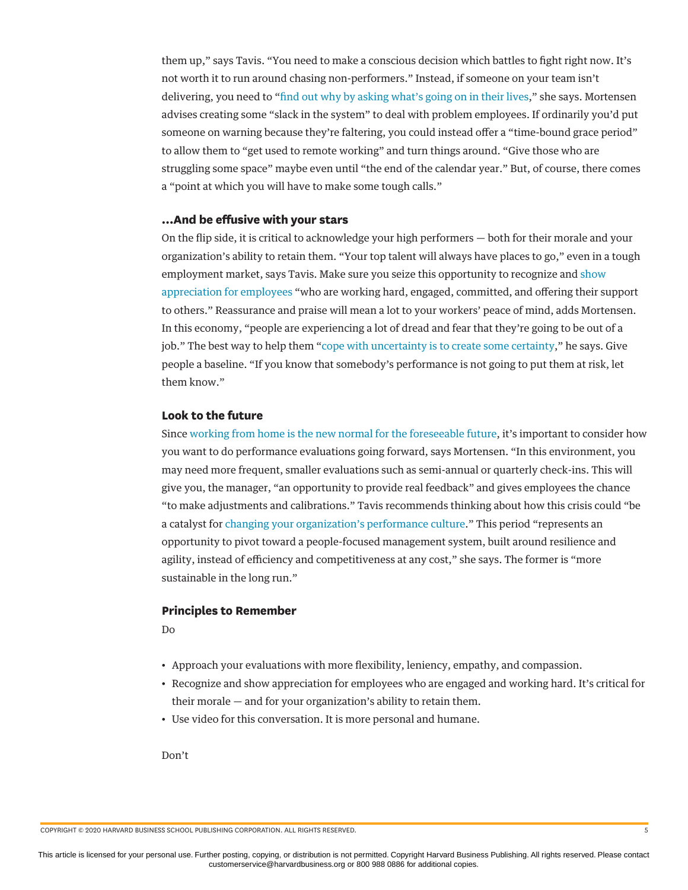them up," says Tavis. "You need to make a conscious decision which battles to fight right now. It's not worth it to run around chasing non-performers." Instead, if someone on your team isn't delivering, you need to "find out why by asking what's going on in their lives," she says. Mortensen advises creating some "slack in the system" to deal with problem employees. If ordinarily you'd put someone on warning because they're faltering, you could instead offer a "time-bound grace period" to allow them to "get used to remote working" and turn things around. "Give those who are struggling some space" maybe even until "the end of the calendar year." But, of course, there comes a "point at which you will have to make some tough calls."

### ...And be effusive with your stars

On the flip side, it is critical to acknowledge your high performers — both for their morale and your organization's ability to retain them. "Your top talent will always have places to go," even in a tough employment market, says Tavis. Make sure you seize this opportunity to recognize and show appreciation for employees "who are working hard, engaged, committed, and offering their support to others." Reassurance and praise will mean a lot to your workers' peace of mind, adds Mortensen. In this economy, "people are experiencing a lot of dread and fear that they're going to be out of a job." The best way to help them "cope with uncertainty is to create some certainty," he says. Give people a baseline. "If you know that somebody's performance is not going to put them at risk, let them know."

### Look to the future

Since working from home is the new normal for the foreseeable future, it's important to consider how you want to do performance evaluations going forward, says Mortensen. "In this environment, you may need more frequent, smaller evaluations such as semi-annual or quarterly check-ins. This will give you, the manager, "an opportunity to provide real feedback" and gives employees the chance "to make adjustments and calibrations." Tavis recommends thinking about how this crisis could "be a catalyst for changing your organization's performance culture." This period "represents an opportunity to pivot toward a people-focused management system, built around resilience and agility, instead of efficiency and competitiveness at any cost," she says. The former is "more sustainable in the long run."

### Principles to Remember

Do

- Approach your evaluations with more flexibility, leniency, empathy, and compassion.
- Recognize and show appreciation for employees who are engaged and working hard. It's critical for their morale — and for your organization's ability to retain them.
- Use video for this conversation. It is more personal and humane.

Don't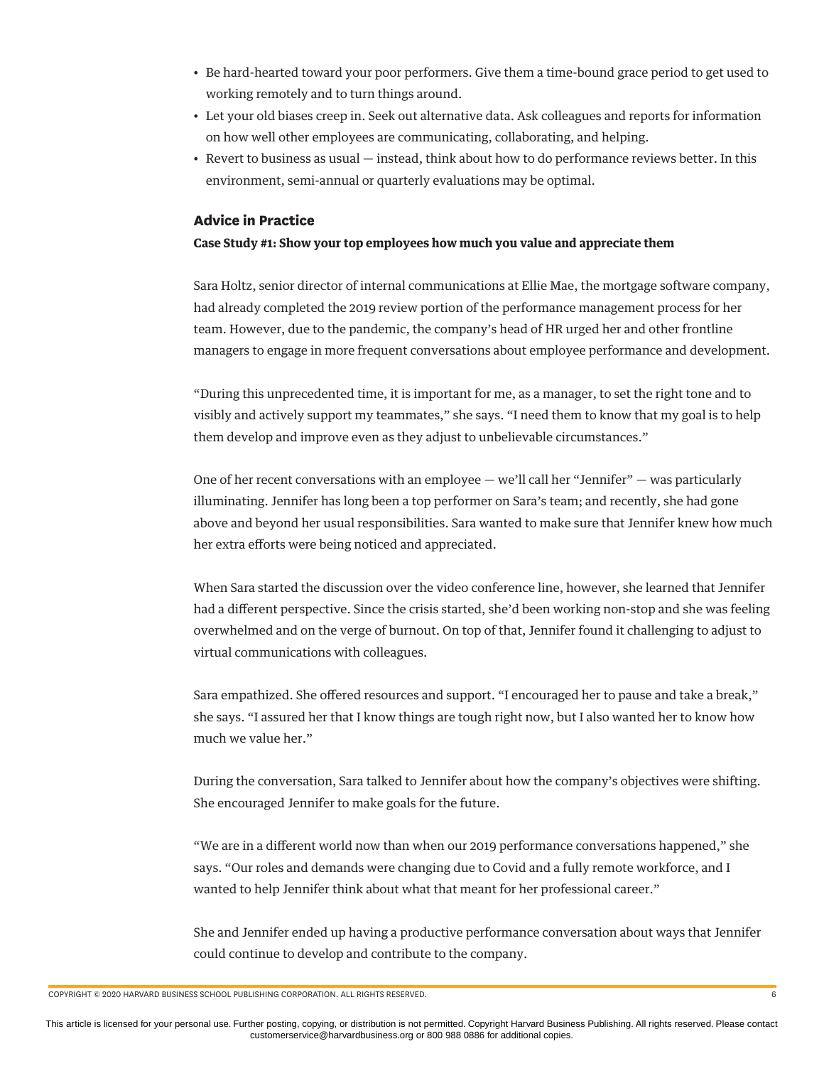- Be hard-hearted toward your poor performers. Give them a time-bound grace period to get used to working remotely and to turn things around.
- Let your old biases creep in. Seek out alternative data. Ask colleagues and reports for information on how well other employees are communicating, collaborating, and helping.
- Revert to business as usual — instead, think about how to do performance reviews better. In this environment, semi-annual or quarterly evaluations may be optimal.

## Advice in Practice

**Case Study #1: Show your top employees how much you value and appreciate them**

Sara Holtz, senior director of internal communications at Ellie Mae, the mortgage software company, had already completed the 2019 review portion of the performance management process for her team. However, due to the pandemic, the company's head of HR urged her and other frontline managers to engage in more frequent conversations about employee performance and development.

"During this unprecedented time, it is important for me, as a manager, to set the right tone and to visibly and actively support my teammates," she says. "I need them to know that my goal is to help them develop and improve even as they adjust to unbelievable circumstances."

One of her recent conversations with an employee — we'll call her "Jennifer" — was particularly illuminating. Jennifer has long been a top performer on Sara's team; and recently, she had gone above and beyond her usual responsibilities. Sara wanted to make sure that Jennifer knew how much her extra efforts were being noticed and appreciated.

When Sara started the discussion over the video conference line, however, she learned that Jennifer had a different perspective. Since the crisis started, she'd been working non-stop and she was feeling overwhelmed and on the verge of burnout. On top of that, Jennifer found it challenging to adjust to virtual communications with colleagues.

Sara empathized. She offered resources and support. "I encouraged her to pause and take a break," she says. "I assured her that I know things are tough right now, but I also wanted her to know how much we value her."

During the conversation, Sara talked to Jennifer about how the company's objectives were shifting. She encouraged Jennifer to make goals for the future.

"We are in a different world now than when our 2019 performance conversations happened," she says. "Our roles and demands were changing due to Covid and a fully remote workforce, and I wanted to help Jennifer think about what that meant for her professional career."

She and Jennifer ended up having a productive performance conversation about ways that Jennifer could continue to develop and contribute to the company.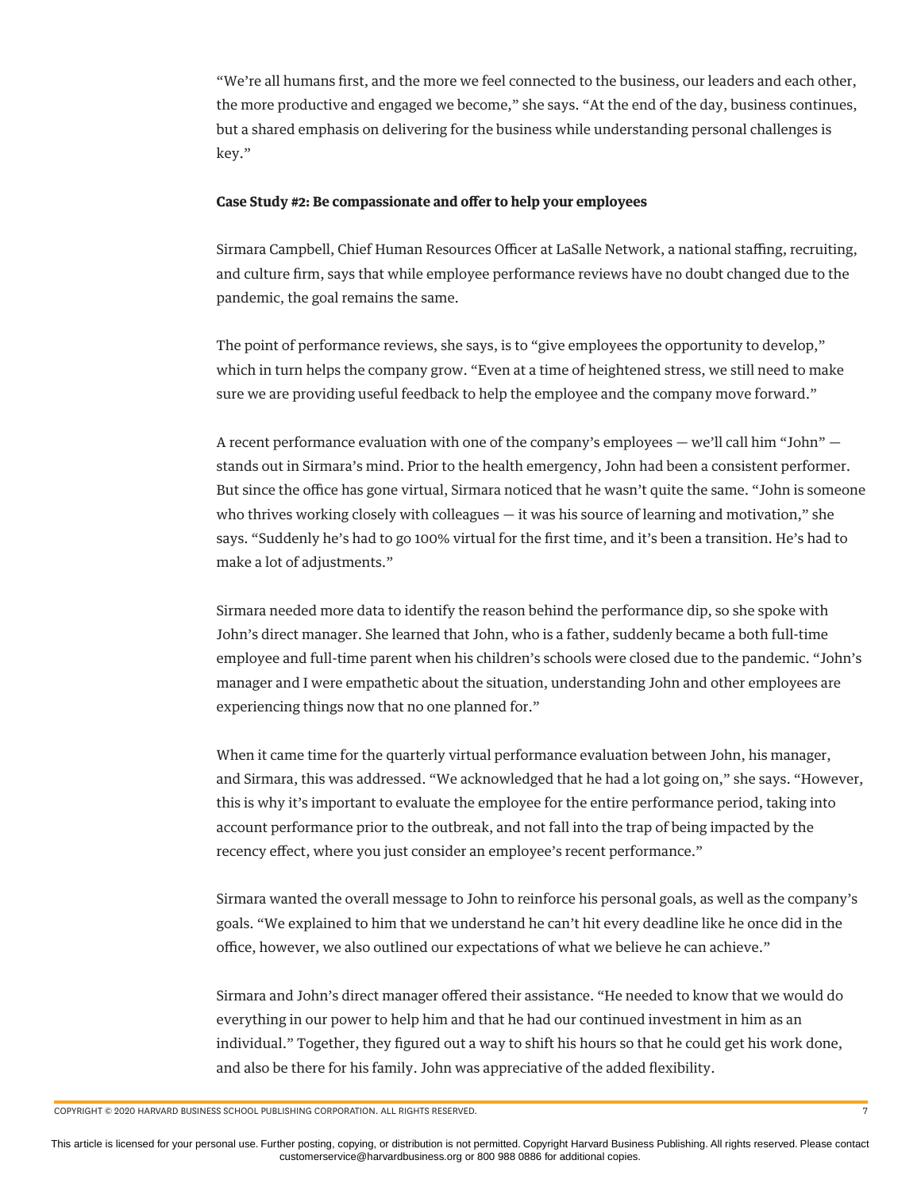"We're all humans first, and the more we feel connected to the business, our leaders and each other, the more productive and engaged we become," she says. "At the end of the day, business continues, but a shared emphasis on delivering for the business while understanding personal challenges is key."

**Case Study #2: Be compassionate and offer to help your employees**

Sirmara Campbell, Chief Human Resources Officer at LaSalle Network, a national staffing, recruiting, and culture firm, says that while employee performance reviews have no doubt changed due to the pandemic, the goal remains the same.

The point of performance reviews, she says, is to "give employees the opportunity to develop," which in turn helps the company grow. "Even at a time of heightened stress, we still need to make sure we are providing useful feedback to help the employee and the company move forward."

A recent performance evaluation with one of the company's employees — we'll call him "John" — stands out in Sirmara's mind. Prior to the health emergency, John had been a consistent performer. But since the office has gone virtual, Sirmara noticed that he wasn't quite the same. "John is someone who thrives working closely with colleagues — it was his source of learning and motivation," she says. "Suddenly he's had to go 100% virtual for the first time, and it's been a transition. He's had to make a lot of adjustments."

Sirmara needed more data to identify the reason behind the performance dip, so she spoke with John's direct manager. She learned that John, who is a father, suddenly became a both full-time employee and full-time parent when his children's schools were closed due to the pandemic. "John's manager and I were empathetic about the situation, understanding John and other employees are experiencing things now that no one planned for."

When it came time for the quarterly virtual performance evaluation between John, his manager, and Sirmara, this was addressed. "We acknowledged that he had a lot going on," she says. "However, this is why it's important to evaluate the employee for the entire performance period, taking into account performance prior to the outbreak, and not fall into the trap of being impacted by the recency effect, where you just consider an employee's recent performance."

Sirmara wanted the overall message to John to reinforce his personal goals, as well as the company's goals. "We explained to him that we understand he can't hit every deadline like he once did in the office, however, we also outlined our expectations of what we believe he can achieve."

Sirmara and John's direct manager offered their assistance. "He needed to know that we would do everything in our power to help him and that he had our continued investment in him as an individual." Together, they figured out a way to shift his hours so that he could get his work done, and also be there for his family. John was appreciative of the added flexibility.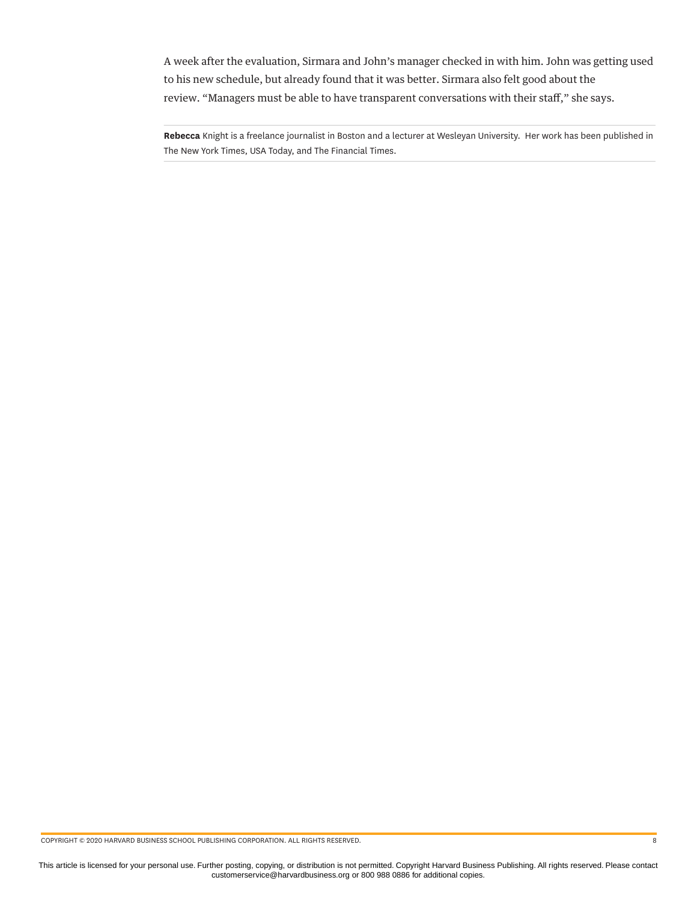A week after the evaluation, Sirmara and John's manager checked in with him. John was getting used to his new schedule, but already found that it was better. Sirmara also felt good about the review. "Managers must be able to have transparent conversations with their staff," she says.

**Rebecca** Knight is a freelance journalist in Boston and a lecturer at Wesleyan University. Her work has been published in The New York Times, USA Today, and The Financial Times.